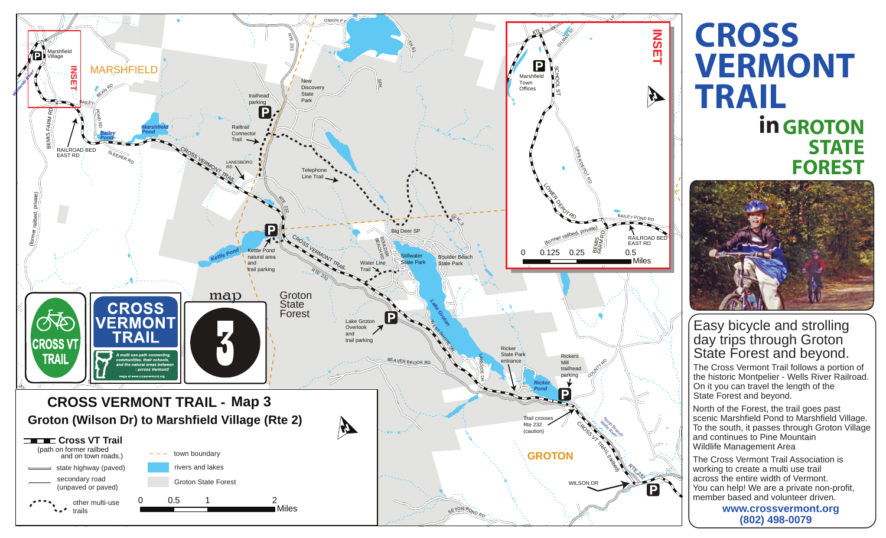# CROSS VERMONT TRAIL

## in GROTON STATE FOREST

### Easy bicycle and strolling day trips through Groton State Forest and beyond.

The Cross Vermont Trail follows a portion of the historic Montpelier - Wells River Railroad. On it you can travel the length of the State Forest and beyond.

North of the Forest, the trail goes past scenic Marshfield Pond to Marshfield Village. To the south, it passes through Groton Village and continues to Pine Mountain Wildlife Management Area

The Cross Vermont Trail Association is working to create a multi use trail across the entire width of Vermont. You can help! We are a private non-profit, member based and volunteer driven.

**www.crossvermont.org**
**(802) 498-0079**

## CROSS VERMONT TRAIL - Map 3

### Groton (Wilson Dr) to Marshfield Village (Rte 2)

**Cross VT Trail** (path on former railbed and on town roads.)

- state highway (paved)
- secondary road (unpaved or paved)
- other multi-use trails
- town boundary
- rivers and lakes
- Groton State Forest

0 0.5 1 2 Miles

CROSS VT TRAIL

CROSS VERMONT TRAIL — A multi use path connecting communities, their schools, and the natural areas between - across Vermont! maps at www.crossvermont.org

map 3

MARSHFIELD · Marshfield Village · Winooski River · BEAN RD · BAILEY POND RD · BEMIS FARM RD · Bailey Pond · Marshfield Pond · RAILROAD BED EAST RD · SLEEPER RD · (former railbed, private) · trailhead parking · Railtrail Connector Trail · LANESBORO RD · CROSS VERMONT TRAIL · RTE 232 · New Discovery State Park · ONION P · TH 61 · SFH · Telephone Line Trail · Big Deer SP · SFH 5 · Kettle Pond · Kettle Pond natural area and trail parking · BOULDER BEACH RD · Stillwater State Park · Boulder Beach State Park · Water Line Trail · Groton State Forest · Lake Groton · Lake Groton Overlook and trail parking · WEST SHORE RD · BEAVER BROOK RD · LAKESIDE DR · Ricker State Park entrance · Ricker Pond · Rickers Mill trailhead parking · COUNTY RD · Trail crosses Rte 232 (caution) · North Branch Wells River · CROSS VT TRAIL (railbed) · GROTON · WILSON DR · SEYON POND RD

INSET: RTE 2 · GILMAN ST · Marshfield Town Offices · SCHOOL ST · UPPER DEPOT RD · LOWER DEPOT RD · BAILEY POND RD · (former railbed, private) · BEMIS FARM RD · RAILROAD BED EAST RD · 0 0.125 0.25 0.5 Miles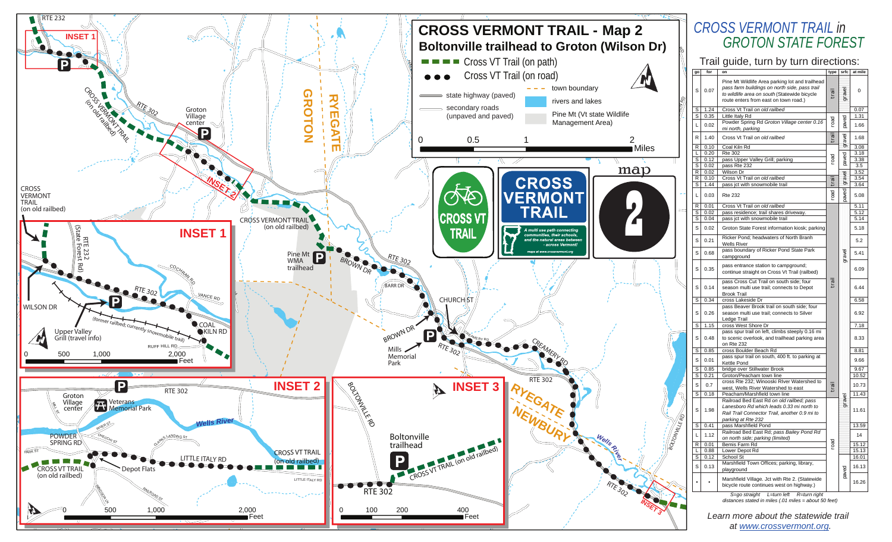# CROSS VERMONT TRAIL - Map 2

## Boltonville trailhead to Groton (Wilson Dr)

Cross VT Trail (on path)

Cross VT Trail (on road)

state highway (paved)

secondary roads (unpaved and paved)

town boundary

rivers and lakes

Pine Mt (Vt state Wildlife Management Area)

0 0.5 1 2 Miles

CROSS VT TRAIL

CROSS VERMONT TRAIL

A multi use path connecting communities, their schools, and the natural areas between - across Vermont!

maps at www.crossvermont.org

map 2

INSET 1

INSET 2

INSET 3

# CROSS VERMONT TRAIL *in GROTON STATE FOREST*

## Trail guide, turn by turn directions:

| go | for | on | type | srfc | at mile |
|---|---|---|---|---|---|
| S | 0.07 | Pine Mt Wildlife Area parking lot and trailhead *pass farm buildings on north side, pass trail to wildlife area on south* (Statewide bicycle route enters from east on town road.) | trail | gravel | 0 |
| S | 1.24 | Cross Vt Trail *on old railbed* | | | 0.07 |
| S | 0.35 | Little Italy Rd | road | paved | 1.31 |
| L | 0.02 | Powder Spring Rd *Groton Village center 0.16 mi north, parking* | | | 1.66 |
| R | 1.40 | Cross Vt Trail *on old railbed* | trail | gravel | 1.68 |
| R | 0.10 | Coal Kiln Rd | road | paved | 3.08 |
| L | 0.20 | Rte 302 | | | 3.18 |
| S | 0.12 | pass Upper Valley Grill; parking | | | 3.38 |
| S | 0.02 | pass Rte 232 | | | 3.5 |
| R | 0.02 | Wilson Dr | | gravel | 3.52 |
| R | 0.10 | Cross Vt Trail *on old railbed* | trail | gravel | 3.54 |
| S | 1.44 | pass jct with snowmobile trail | | | 3.64 |
| L | 0.03 | Rte 232 | road | paved | 5.08 |
| R | 0.01 | Cross Vt Trail *on old railbed* | trail | gravel | 5.11 |
| S | 0.02 | pass residence; trail shares driveway. | | | 5.12 |
| S | 0.04 | pass jct with snowmobile trail | | | 5.14 |
| S | 0.02 | Groton State Forest information kiosk; parking | | | 5.18 |
| S | 0.21 | Ricker Pond; headwaters of North Branh Wells River | | | 5.2 |
| S | 0.68 | pass boundary of Ricker Pond State Park campground | | | 5.41 |
| S | 0.35 | pass entrance station to campground; continue straight on Cross Vt Trail (railbed) | | | 6.09 |
| S | 0.14 | pass Cross Cut Trail on south side; four season multi use trail; connects to Depot Brook Trail | | | 6.44 |
| S | 0.34 | cross Lakeside Dr | | | 6.58 |
| S | 0.26 | pass Beaver Brook trail on south side; four season multi use trail; connects to Silver Ledge Trail | | | 6.92 |
| S | 1.15 | cross West Shore Dr | | | 7.18 |
| S | 0.48 | pass spur trail on left, climbs steeply 0.16 mi to scenic overlook, and trailhead parking area on Rte 232 | | | 8.33 |
| S | 0.85 | cross Boulder Beach Rd | | | 8.81 |
| S | 0.01 | pass spur trail on south, 400 ft. to parking at Kettle Pond | | | 9.66 |
| S | 0.85 | bridge over Stillwater Brook | | | 9.67 |
| S | 0.21 | Groton/Peacham town line | | | 10.52 |
| S | 0.7 | cross Rte 232; Winooski River Watershed to west, Wells River Watershed to east | | | 10.73 |
| S | 0.18 | Peacham/Marshfield town line | | | 11.43 |
| S | 1.98 | Railbed Bed East Rd *on old railbed; pass Lanesboro Rd which leads 0.33 mi north to Rail Trail Connector Trail, another 0.9 mi to parking at Rte 232* | road | gravel | 11.61 |
| S | 0.41 | pass Marshfield Pond | | | 13.59 |
| L | 1.12 | Railbed Bed East Rd; *pass Bailey Pond Rd on north side; parking (limited)* | | | 14 |
| R | 0.01 | Bemis Farm Rd | | paved | 15.12 |
| L | 0.88 | Lower Depot Rd | | | 15.13 |
| S | 0.12 | School St | | | 16.01 |
| S | 0.13 | Marshfield Town Offices; parking, library, playground | | | 16.13 |
| • | • | Marshfield Village. Jct with Rte 2. (Statewide bicycle route continues west on highway.) | | | 16.26 |

*S=go straight L=turn left R=turn right*
*distances stated in miles (.01 miles = about 50 feet)*

*Learn more about the statewide trail at www.crossvermont.org.*